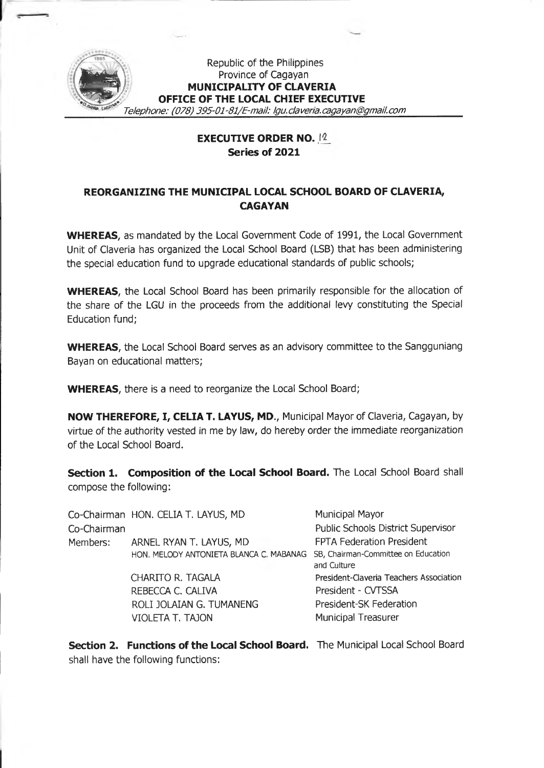Republic of the Philippines
Province of Cagayan
**MUNICIPALITY OF CLAVERIA**
**OFFICE OF THE LOCAL CHIEF EXECUTIVE**
*Telephone: (078) 395-01-81/E-mail: lgu.claveria.cagayan@gmail.com*

**EXECUTIVE ORDER NO. 12**
**Series of 2021**

## REORGANIZING THE MUNICIPAL LOCAL SCHOOL BOARD OF CLAVERIA, CAGAYAN

**WHEREAS**, as mandated by the Local Government Code of 1991, the Local Government Unit of Claveria has organized the Local School Board (LSB) that has been administering the special education fund to upgrade educational standards of public schools;

**WHEREAS**, the Local School Board has been primarily responsible for the allocation of the share of the LGU in the proceeds from the additional levy constituting the Special Education fund;

**WHEREAS**, the Local School Board serves as an advisory committee to the Sangguniang Bayan on educational matters;

**WHEREAS**, there is a need to reorganize the Local School Board;

**NOW THEREFORE, I, CELIA T. LAYUS, MD.**, Municipal Mayor of Claveria, Cagayan, by virtue of the authority vested in me by law, do hereby order the immediate reorganization of the Local School Board.

**Section 1. Composition of the Local School Board.** The Local School Board shall compose the following:

| | | |
|---|---|---|
| Co-Chairman | HON. CELIA T. LAYUS, MD | Municipal Mayor |
| Co-Chairman | | Public Schools District Supervisor |
| Members: | ARNEL RYAN T. LAYUS, MD | FPTA Federation President |
| | HON. MELODY ANTONIETA BLANCA C. MABANAG | SB, Chairman-Committee on Education and Culture |
| | CHARITO R. TAGALA | President-Claveria Teachers Association |
| | REBECCA C. CALIVA | President - CVTSSA |
| | ROLI JOLAIAN G. TUMANENG | President-SK Federation |
| | VIOLETA T. TAJON | Municipal Treasurer |

**Section 2. Functions of the Local School Board.** The Municipal Local School Board shall have the following functions: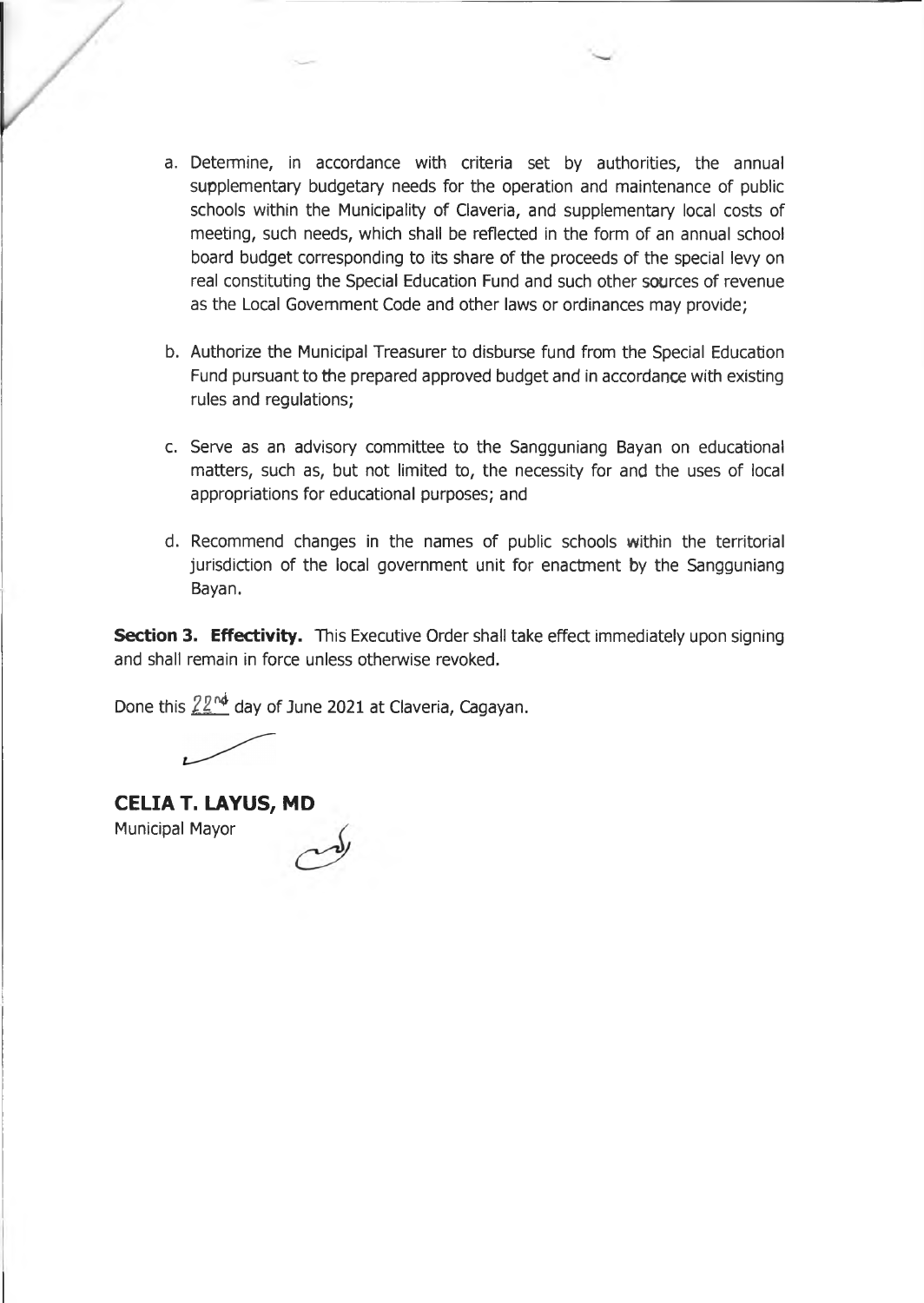a. Determine, in accordance with criteria set by authorities, the annual supplementary budgetary needs for the operation and maintenance of public schools within the Municipality of Claveria, and supplementary local costs of meeting, such needs, which shall be reflected in the form of an annual school board budget corresponding to its share of the proceeds of the special levy on real constituting the Special Education Fund and such other sources of revenue as the Local Government Code and other laws or ordinances may provide;

b. Authorize the Municipal Treasurer to disburse fund from the Special Education Fund pursuant to the prepared approved budget and in accordance with existing rules and regulations;

c. Serve as an advisory committee to the Sangguniang Bayan on educational matters, such as, but not limited to, the necessity for and the uses of local appropriations for educational purposes; and

d. Recommend changes in the names of public schools within the territorial jurisdiction of the local government unit for enactment by the Sangguniang Bayan.

**Section 3. Effectivity.** This Executive Order shall take effect immediately upon signing and shall remain in force unless otherwise revoked.

Done this 22nd day of June 2021 at Claveria, Cagayan.

**CELIA T. LAYUS, MD**
Municipal Mayor